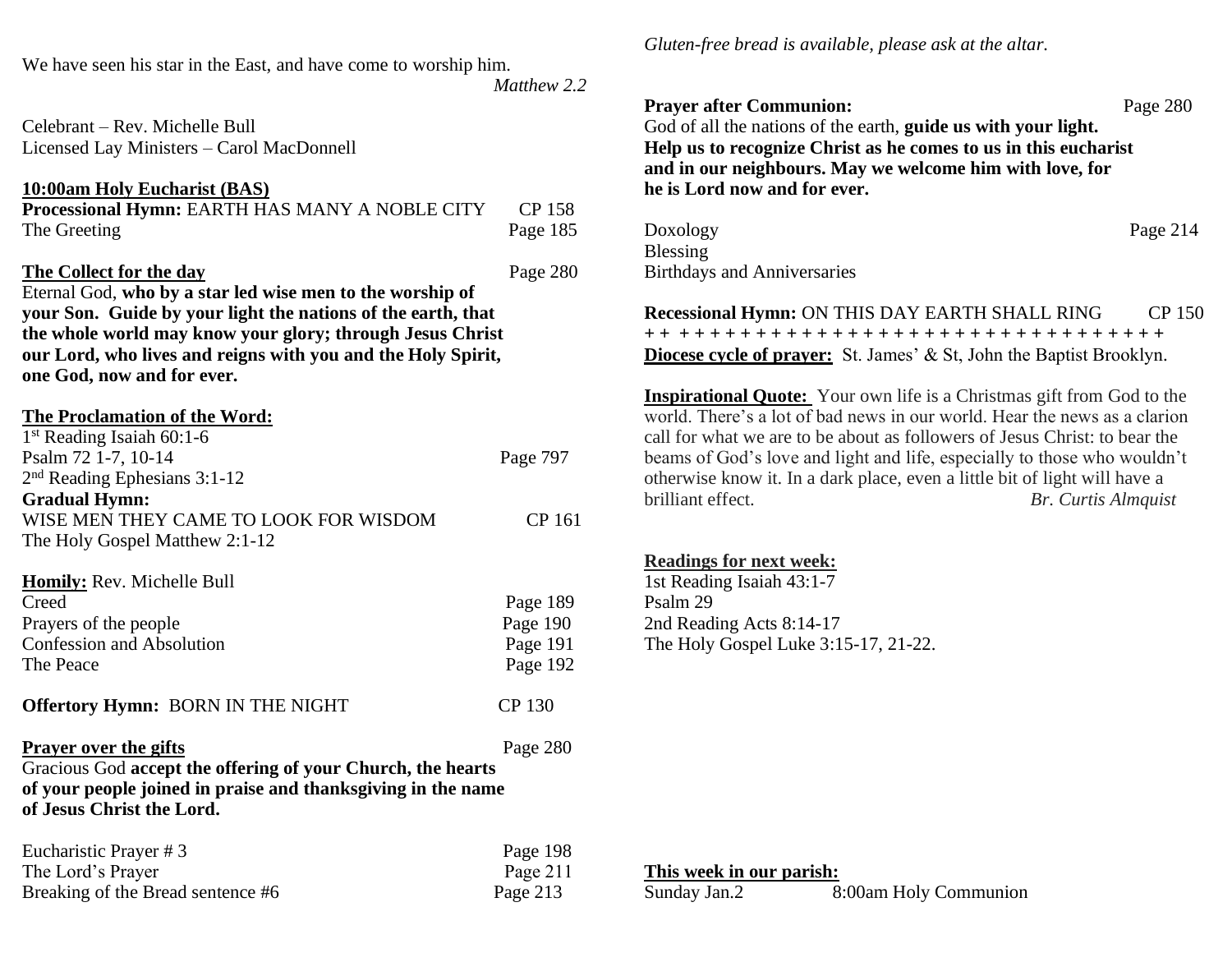We have seen his star in the East, and have come to worship him.

*Matthew 2.2*

Celebrant – Rev. Michelle Bull
Licensed Lay Ministers – Carol MacDonnell

**10:00am Holy Eucharist (BAS)**

**Processional Hymn:** EARTH HAS MANY A NOBLE CITY CP 158
The Greeting Page 185

**The Collect for the day** Page 280
Eternal God, **who by a star led wise men to the worship of your Son. Guide by your light the nations of the earth, that the whole world may know your glory; through Jesus Christ our Lord, who lives and reigns with you and the Holy Spirit, one God, now and for ever.**

**The Proclamation of the Word:**
1st Reading Isaiah 60:1-6
Psalm 72 1-7, 10-14 Page 797
2nd Reading Ephesians 3:1-12
**Gradual Hymn:**
WISE MEN THEY CAME TO LOOK FOR WISDOM CP 161
The Holy Gospel Matthew 2:1-12

**Homily:** Rev. Michelle Bull
Creed Page 189
Prayers of the people Page 190
Confession and Absolution Page 191
The Peace Page 192

**Offertory Hymn:** BORN IN THE NIGHT CP 130

**Prayer over the gifts** Page 280
Gracious God **accept the offering of your Church, the hearts of your people joined in praise and thanksgiving in the name of Jesus Christ the Lord.**

Eucharistic Prayer # 3 Page 198
The Lord's Prayer Page 211
Breaking of the Bread sentence #6 Page 213

*Gluten-free bread is available, please ask at the altar.*

**Prayer after Communion:** Page 280
God of all the nations of the earth, **guide us with your light. Help us to recognize Christ as he comes to us in this eucharist and in our neighbours. May we welcome him with love, for he is Lord now and for ever.**

Doxology Page 214
Blessing
Birthdays and Anniversaries

**Recessional Hymn:** ON THIS DAY EARTH SHALL RING CP 150

+ + + + + + + + + + + + + + + + + + + + + + + + + + + + + + + + + + +

**Diocese cycle of prayer:** St. James' & St, John the Baptist Brooklyn.

**Inspirational Quote:** Your own life is a Christmas gift from God to the world. There's a lot of bad news in our world. Hear the news as a clarion call for what we are to be about as followers of Jesus Christ: to bear the beams of God's love and light and life, especially to those who wouldn't otherwise know it. In a dark place, even a little bit of light will have a brilliant effect. *Br. Curtis Almquist*

**Readings for next week:**
1st Reading Isaiah 43:1-7
Psalm 29
2nd Reading Acts 8:14-17
The Holy Gospel Luke 3:15-17, 21-22.

**This week in our parish:**
Sunday Jan.2 8:00am Holy Communion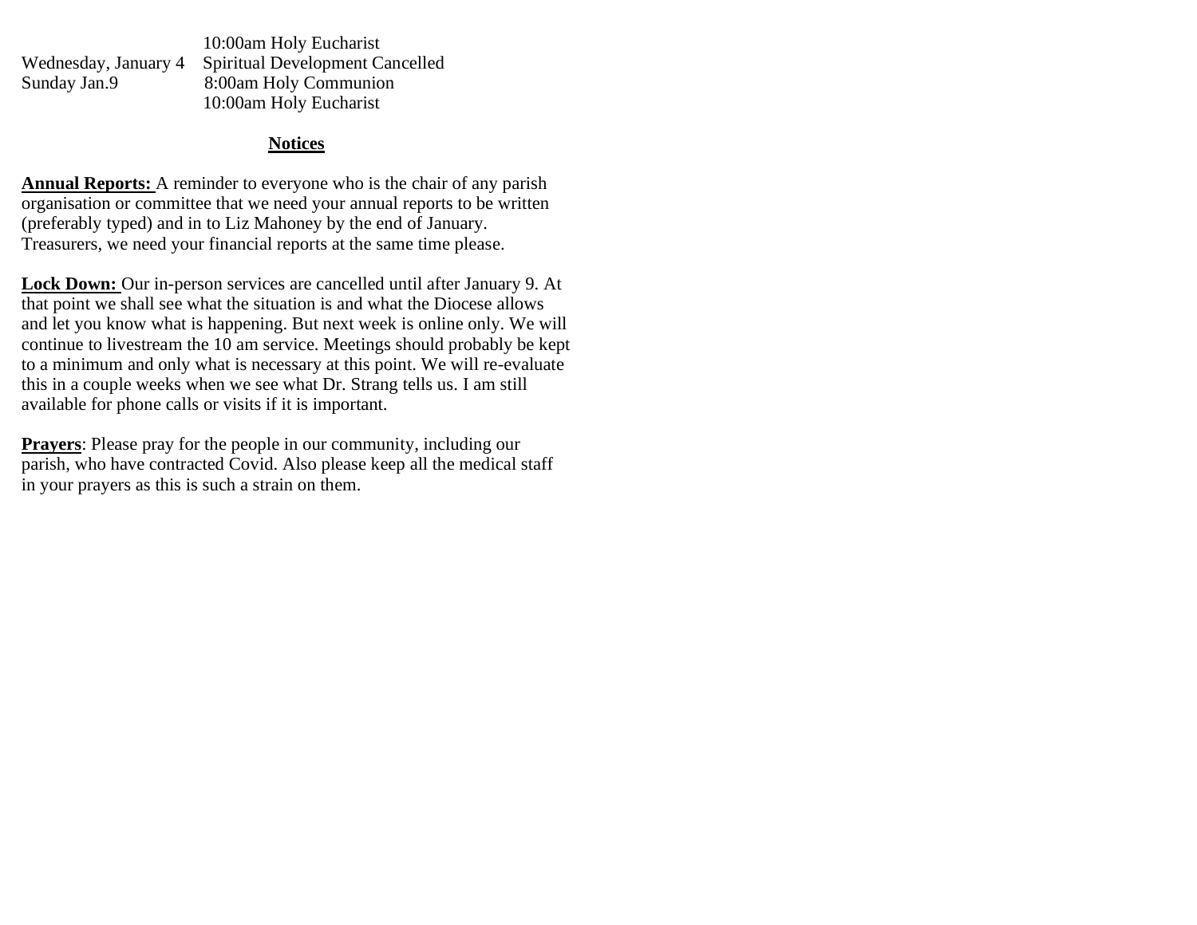| | |
|---|---|
| | 10:00am Holy Eucharist |
| Wednesday, January 4 | Spiritual Development Cancelled |
| Sunday Jan.9 | 8:00am Holy Communion |
| | 10:00am Holy Eucharist |

## Notices

**Annual Reports:** A reminder to everyone who is the chair of any parish organisation or committee that we need your annual reports to be written (preferably typed) and in to Liz Mahoney by the end of January. Treasurers, we need your financial reports at the same time please.

**Lock Down:** Our in-person services are cancelled until after January 9. At that point we shall see what the situation is and what the Diocese allows and let you know what is happening. But next week is online only. We will continue to livestream the 10 am service. Meetings should probably be kept to a minimum and only what is necessary at this point. We will re-evaluate this in a couple weeks when we see what Dr. Strang tells us. I am still available for phone calls or visits if it is important.

**Prayers**: Please pray for the people in our community, including our parish, who have contracted Covid. Also please keep all the medical staff in your prayers as this is such a strain on them.